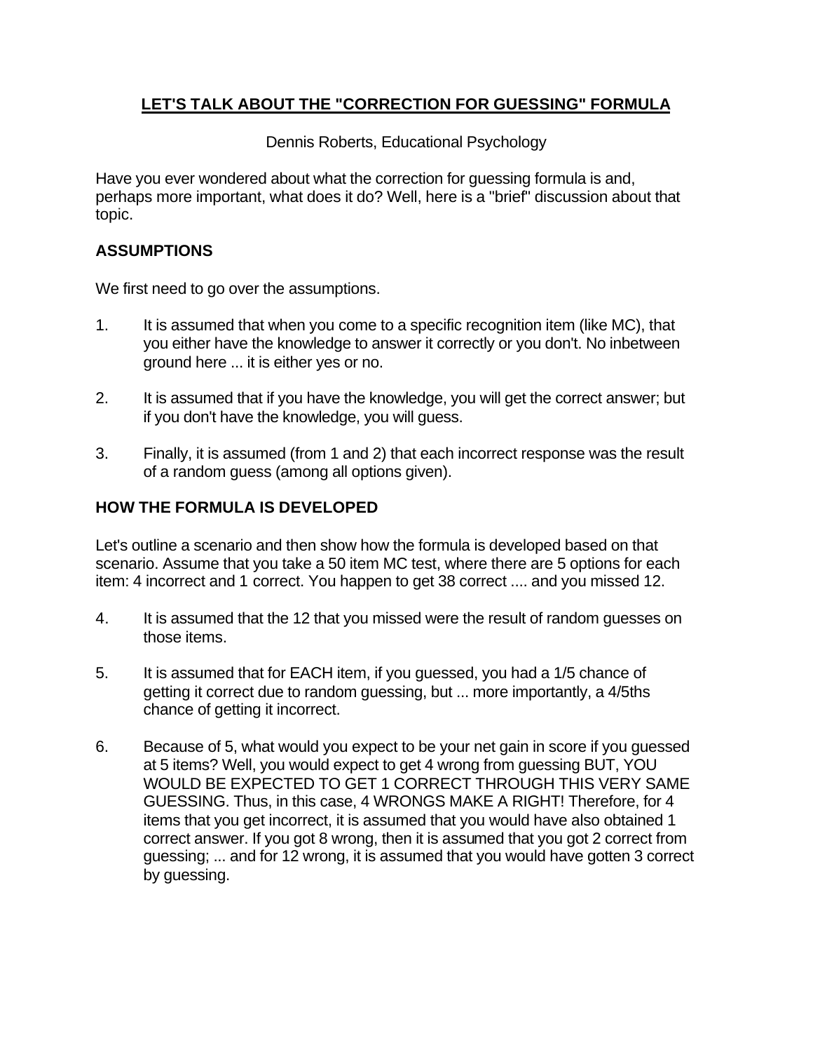# LET'S TALK ABOUT THE "CORRECTION FOR GUESSING" FORMULA

Dennis Roberts, Educational Psychology

Have you ever wondered about what the correction for guessing formula is and, perhaps more important, what does it do? Well, here is a "brief" discussion about that topic.

## ASSUMPTIONS

We first need to go over the assumptions.

1. It is assumed that when you come to a specific recognition item (like MC), that you either have the knowledge to answer it correctly or you don't. No inbetween ground here ... it is either yes or no.

2. It is assumed that if you have the knowledge, you will get the correct answer; but if you don't have the knowledge, you will guess.

3. Finally, it is assumed (from 1 and 2) that each incorrect response was the result of a random guess (among all options given).

## HOW THE FORMULA IS DEVELOPED

Let's outline a scenario and then show how the formula is developed based on that scenario. Assume that you take a 50 item MC test, where there are 5 options for each item: 4 incorrect and 1 correct. You happen to get 38 correct .... and you missed 12.

4. It is assumed that the 12 that you missed were the result of random guesses on those items.

5. It is assumed that for EACH item, if you guessed, you had a 1/5 chance of getting it correct due to random guessing, but ... more importantly, a 4/5ths chance of getting it incorrect.

6. Because of 5, what would you expect to be your net gain in score if you guessed at 5 items? Well, you would expect to get 4 wrong from guessing BUT, YOU WOULD BE EXPECTED TO GET 1 CORRECT THROUGH THIS VERY SAME GUESSING. Thus, in this case, 4 WRONGS MAKE A RIGHT! Therefore, for 4 items that you get incorrect, it is assumed that you would have also obtained 1 correct answer. If you got 8 wrong, then it is assumed that you got 2 correct from guessing; ... and for 12 wrong, it is assumed that you would have gotten 3 correct by guessing.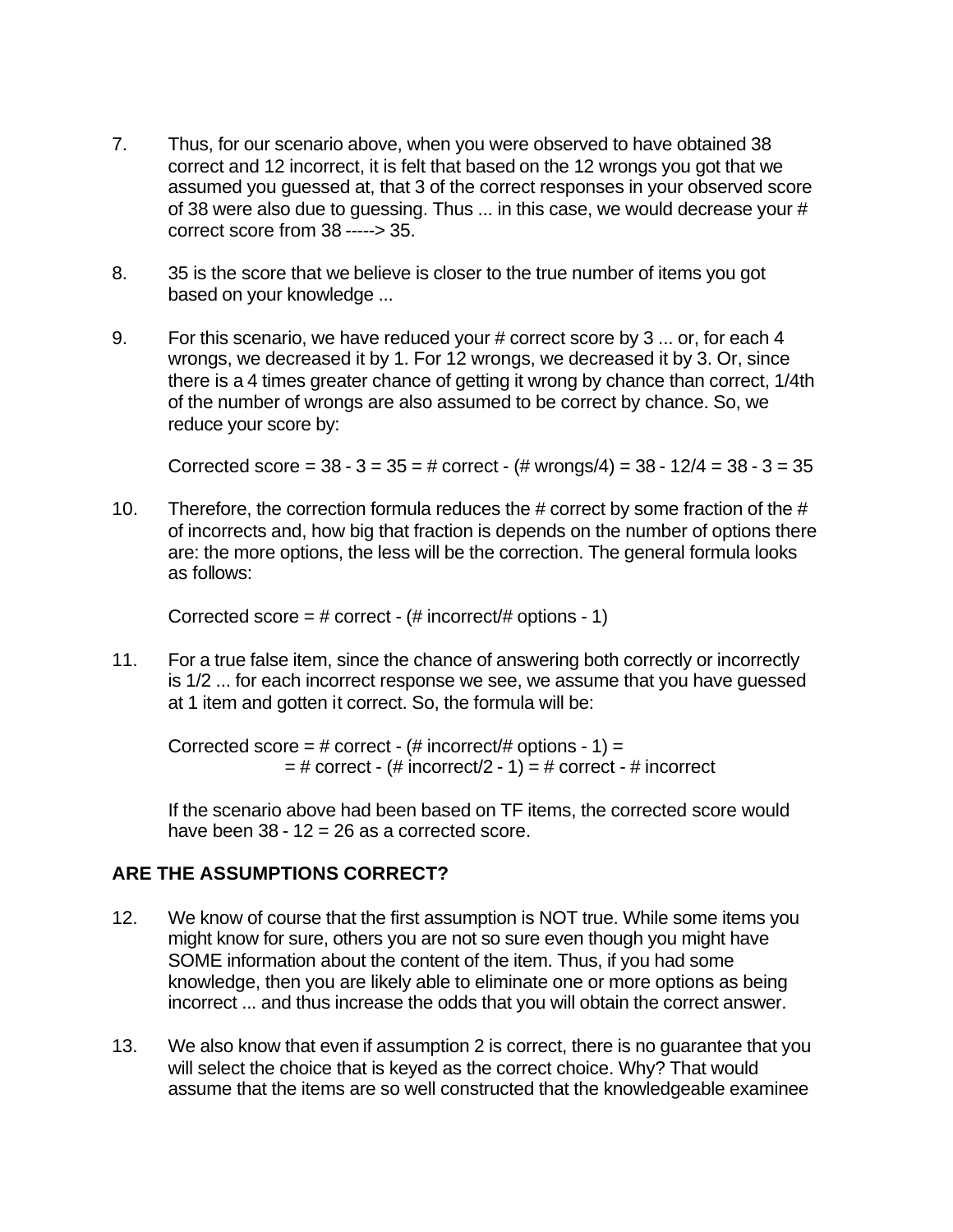7. Thus, for our scenario above, when you were observed to have obtained 38 correct and 12 incorrect, it is felt that based on the 12 wrongs you got that we assumed you guessed at, that 3 of the correct responses in your observed score of 38 were also due to guessing. Thus ... in this case, we would decrease your # correct score from 38 -----> 35.

8. 35 is the score that we believe is closer to the true number of items you got based on your knowledge ...

9. For this scenario, we have reduced your # correct score by 3 ... or, for each 4 wrongs, we decreased it by 1. For 12 wrongs, we decreased it by 3. Or, since there is a 4 times greater chance of getting it wrong by chance than correct, 1/4th of the number of wrongs are also assumed to be correct by chance. So, we reduce your score by:

   Corrected score = 38 - 3 = 35 = # correct - (# wrongs/4) = 38 - 12/4 = 38 - 3 = 35

10. Therefore, the correction formula reduces the # correct by some fraction of the # of incorrects and, how big that fraction is depends on the number of options there are: the more options, the less will be the correction. The general formula looks as follows:

    Corrected score = # correct - (# incorrect/# options - 1)

11. For a true false item, since the chance of answering both correctly or incorrectly is 1/2 ... for each incorrect response we see, we assume that you have guessed at 1 item and gotten it correct. So, the formula will be:

    Corrected score = # correct - (# incorrect/# options - 1) =
    = # correct - (# incorrect/2 - 1) = # correct - # incorrect

    If the scenario above had been based on TF items, the corrected score would have been 38 - 12 = 26 as a corrected score.

## ARE THE ASSUMPTIONS CORRECT?

12. We know of course that the first assumption is NOT true. While some items you might know for sure, others you are not so sure even though you might have SOME information about the content of the item. Thus, if you had some knowledge, then you are likely able to eliminate one or more options as being incorrect ... and thus increase the odds that you will obtain the correct answer.

13. We also know that even if assumption 2 is correct, there is no guarantee that you will select the choice that is keyed as the correct choice. Why? That would assume that the items are so well constructed that the knowledgeable examinee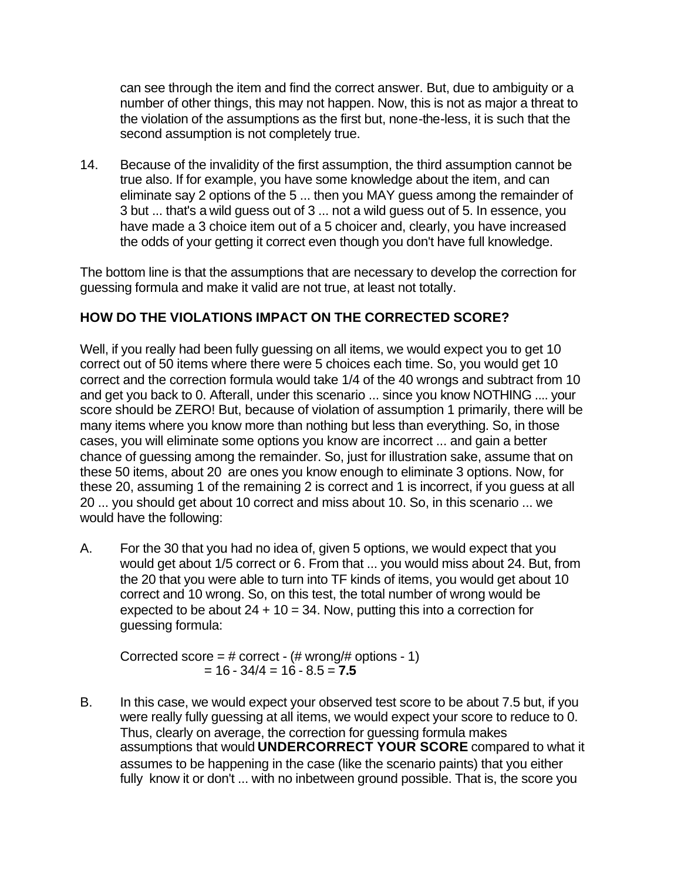can see through the item and find the correct answer. But, due to ambiguity or a number of other things, this may not happen. Now, this is not as major a threat to the violation of the assumptions as the first but, none-the-less, it is such that the second assumption is not completely true.

14. Because of the invalidity of the first assumption, the third assumption cannot be true also. If for example, you have some knowledge about the item, and can eliminate say 2 options of the 5 ... then you MAY guess among the remainder of 3 but ... that's a wild guess out of 3 ... not a wild guess out of 5. In essence, you have made a 3 choice item out of a 5 choicer and, clearly, you have increased the odds of your getting it correct even though you don't have full knowledge.

The bottom line is that the assumptions that are necessary to develop the correction for guessing formula and make it valid are not true, at least not totally.

## HOW DO THE VIOLATIONS IMPACT ON THE CORRECTED SCORE?

Well, if you really had been fully guessing on all items, we would expect you to get 10 correct out of 50 items where there were 5 choices each time. So, you would get 10 correct and the correction formula would take 1/4 of the 40 wrongs and subtract from 10 and get you back to 0. Afterall, under this scenario ... since you know NOTHING .... your score should be ZERO! But, because of violation of assumption 1 primarily, there will be many items where you know more than nothing but less than everything. So, in those cases, you will eliminate some options you know are incorrect ... and gain a better chance of guessing among the remainder. So, just for illustration sake, assume that on these 50 items, about 20 are ones you know enough to eliminate 3 options. Now, for these 20, assuming 1 of the remaining 2 is correct and 1 is incorrect, if you guess at all 20 ... you should get about 10 correct and miss about 10. So, in this scenario ... we would have the following:

A. For the 30 that you had no idea of, given 5 options, we would expect that you would get about 1/5 correct or 6. From that ... you would miss about 24. But, from the 20 that you were able to turn into TF kinds of items, you would get about 10 correct and 10 wrong. So, on this test, the total number of wrong would be expected to be about 24 + 10 = 34. Now, putting this into a correction for guessing formula:

   Corrected score = # correct - (# wrong/# options - 1)
   = 16 - 34/4 = 16 - 8.5 = **7.5**

B. In this case, we would expect your observed test score to be about 7.5 but, if you were really fully guessing at all items, we would expect your score to reduce to 0. Thus, clearly on average, the correction for guessing formula makes assumptions that would **UNDERCORRECT YOUR SCORE** compared to what it assumes to be happening in the case (like the scenario paints) that you either fully know it or don't ... with no inbetween ground possible. That is, the score you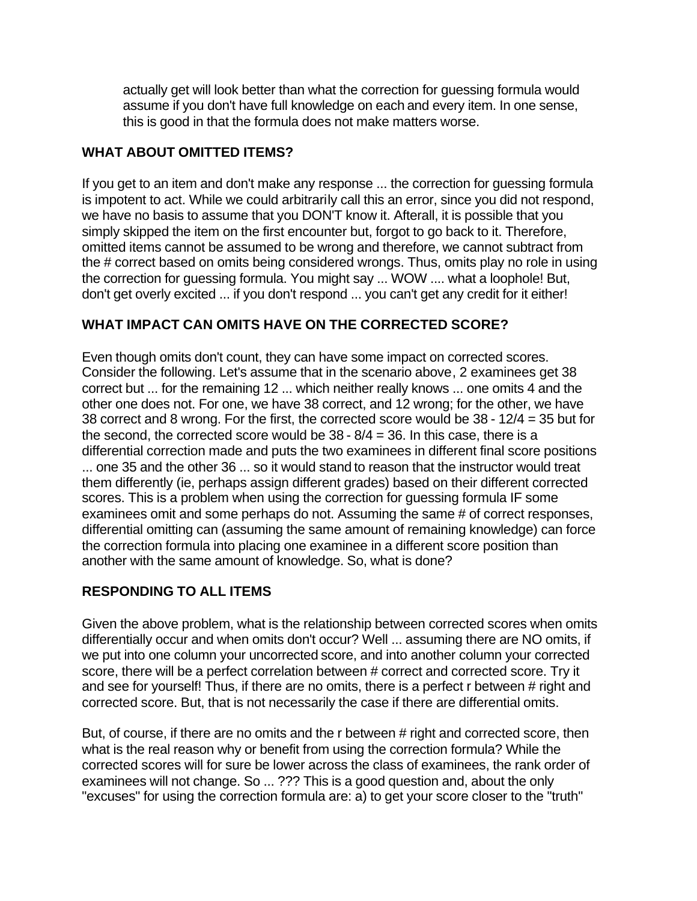actually get will look better than what the correction for guessing formula would assume if you don't have full knowledge on each and every item. In one sense, this is good in that the formula does not make matters worse.

## WHAT ABOUT OMITTED ITEMS?

If you get to an item and don't make any response ... the correction for guessing formula is impotent to act. While we could arbitrarily call this an error, since you did not respond, we have no basis to assume that you DON'T know it. Afterall, it is possible that you simply skipped the item on the first encounter but, forgot to go back to it. Therefore, omitted items cannot be assumed to be wrong and therefore, we cannot subtract from the # correct based on omits being considered wrongs. Thus, omits play no role in using the correction for guessing formula. You might say ... WOW .... what a loophole! But, don't get overly excited ... if you don't respond ... you can't get any credit for it either!

## WHAT IMPACT CAN OMITS HAVE ON THE CORRECTED SCORE?

Even though omits don't count, they can have some impact on corrected scores. Consider the following. Let's assume that in the scenario above, 2 examinees get 38 correct but ... for the remaining 12 ... which neither really knows ... one omits 4 and the other one does not. For one, we have 38 correct, and 12 wrong; for the other, we have 38 correct and 8 wrong. For the first, the corrected score would be $38 - 12/4 = 35$ but for the second, the corrected score would be $38 - 8/4 = 36$. In this case, there is a differential correction made and puts the two examinees in different final score positions ... one 35 and the other 36 ... so it would stand to reason that the instructor would treat them differently (ie, perhaps assign different grades) based on their different corrected scores. This is a problem when using the correction for guessing formula IF some examinees omit and some perhaps do not. Assuming the same # of correct responses, differential omitting can (assuming the same amount of remaining knowledge) can force the correction formula into placing one examinee in a different score position than another with the same amount of knowledge. So, what is done?

## RESPONDING TO ALL ITEMS

Given the above problem, what is the relationship between corrected scores when omits differentially occur and when omits don't occur? Well ... assuming there are NO omits, if we put into one column your uncorrected score, and into another column your corrected score, there will be a perfect correlation between # correct and corrected score. Try it and see for yourself! Thus, if there are no omits, there is a perfect r between # right and corrected score. But, that is not necessarily the case if there are differential omits.

But, of course, if there are no omits and the r between # right and corrected score, then what is the real reason why or benefit from using the correction formula? While the corrected scores will for sure be lower across the class of examinees, the rank order of examinees will not change. So ... ??? This is a good question and, about the only "excuses" for using the correction formula are: a) to get your score closer to the "truth"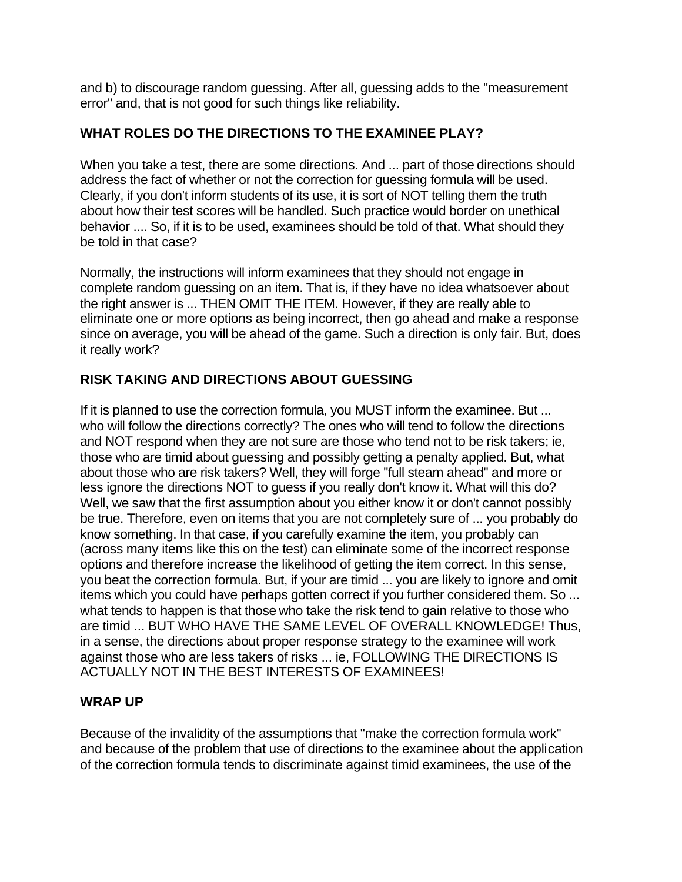and b) to discourage random guessing. After all, guessing adds to the "measurement error" and, that is not good for such things like reliability.

## WHAT ROLES DO THE DIRECTIONS TO THE EXAMINEE PLAY?

When you take a test, there are some directions. And ... part of those directions should address the fact of whether or not the correction for guessing formula will be used. Clearly, if you don't inform students of its use, it is sort of NOT telling them the truth about how their test scores will be handled. Such practice would border on unethical behavior .... So, if it is to be used, examinees should be told of that. What should they be told in that case?

Normally, the instructions will inform examinees that they should not engage in complete random guessing on an item. That is, if they have no idea whatsoever about the right answer is ... THEN OMIT THE ITEM. However, if they are really able to eliminate one or more options as being incorrect, then go ahead and make a response since on average, you will be ahead of the game. Such a direction is only fair. But, does it really work?

## RISK TAKING AND DIRECTIONS ABOUT GUESSING

If it is planned to use the correction formula, you MUST inform the examinee. But ... who will follow the directions correctly? The ones who will tend to follow the directions and NOT respond when they are not sure are those who tend not to be risk takers; ie, those who are timid about guessing and possibly getting a penalty applied. But, what about those who are risk takers? Well, they will forge "full steam ahead" and more or less ignore the directions NOT to guess if you really don't know it. What will this do? Well, we saw that the first assumption about you either know it or don't cannot possibly be true. Therefore, even on items that you are not completely sure of ... you probably do know something. In that case, if you carefully examine the item, you probably can (across many items like this on the test) can eliminate some of the incorrect response options and therefore increase the likelihood of getting the item correct. In this sense, you beat the correction formula. But, if your are timid ... you are likely to ignore and omit items which you could have perhaps gotten correct if you further considered them. So ... what tends to happen is that those who take the risk tend to gain relative to those who are timid ... BUT WHO HAVE THE SAME LEVEL OF OVERALL KNOWLEDGE! Thus, in a sense, the directions about proper response strategy to the examinee will work against those who are less takers of risks ... ie, FOLLOWING THE DIRECTIONS IS ACTUALLY NOT IN THE BEST INTERESTS OF EXAMINEES!

## WRAP UP

Because of the invalidity of the assumptions that "make the correction formula work" and because of the problem that use of directions to the examinee about the application of the correction formula tends to discriminate against timid examinees, the use of the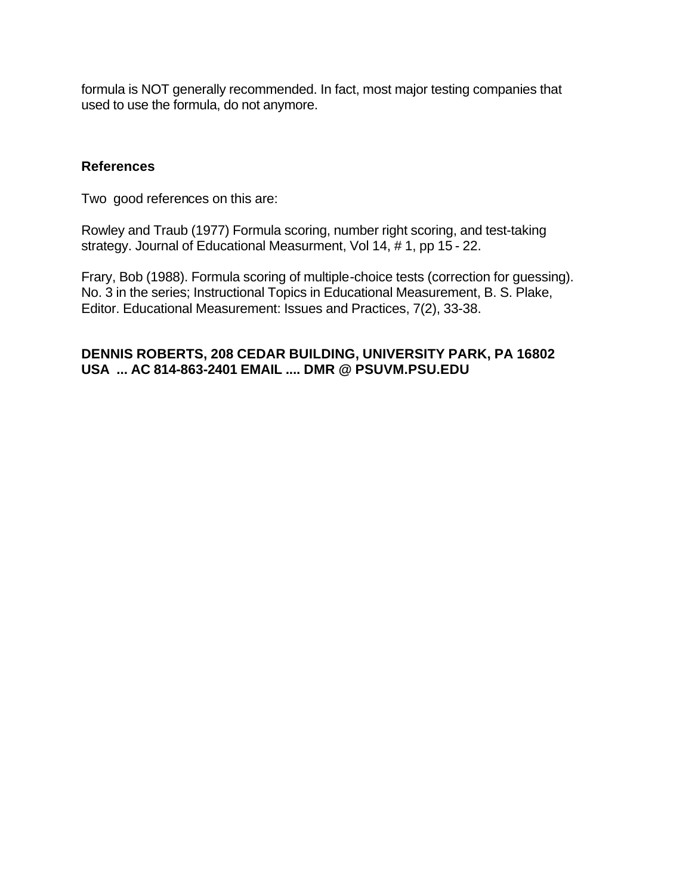formula is NOT generally recommended. In fact, most major testing companies that used to use the formula, do not anymore.

## References

Two good references on this are:

Rowley and Traub (1977) Formula scoring, number right scoring, and test-taking strategy. Journal of Educational Measurment, Vol 14, # 1, pp 15 - 22.

Frary, Bob (1988). Formula scoring of multiple-choice tests (correction for guessing). No. 3 in the series; Instructional Topics in Educational Measurement, B. S. Plake, Editor. Educational Measurement: Issues and Practices, 7(2), 33-38.

**DENNIS ROBERTS, 208 CEDAR BUILDING, UNIVERSITY PARK, PA 16802 USA ... AC 814-863-2401 EMAIL .... DMR @ PSUVM.PSU.EDU**